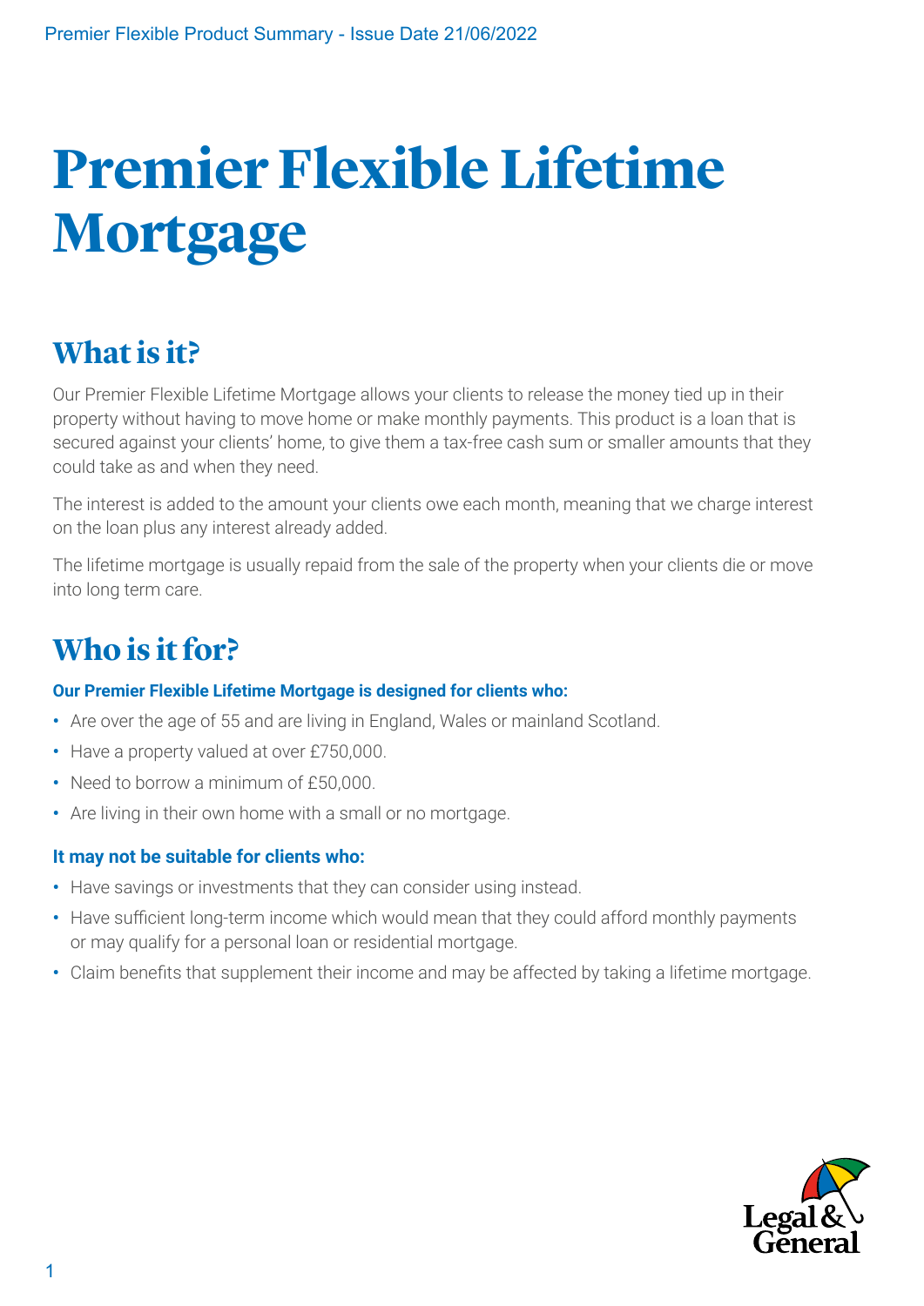# Premier Flexible Lifetime Mortgage

## What is it?

Our Premier Flexible Lifetime Mortgage allows your clients to release the money tied up in their property without having to move home or make monthly payments. This product is a loan that is secured against your clients' home, to give them a tax-free cash sum or smaller amounts that they could take as and when they need.

The interest is added to the amount your clients owe each month, meaning that we charge interest on the loan plus any interest already added.

The lifetime mortgage is usually repaid from the sale of the property when your clients die or move into long term care.

## Who is it for?

**Our Premier Flexible Lifetime Mortgage is designed for clients who:**

- Are over the age of 55 and are living in England, Wales or mainland Scotland.
- Have a property valued at over £750,000.
- Need to borrow a minimum of £50,000.
- Are living in their own home with a small or no mortgage.

**It may not be suitable for clients who:**

- Have savings or investments that they can consider using instead.
- Have sufficient long-term income which would mean that they could afford monthly payments or may qualify for a personal loan or residential mortgage.
- Claim benefits that supplement their income and may be affected by taking a lifetime mortgage.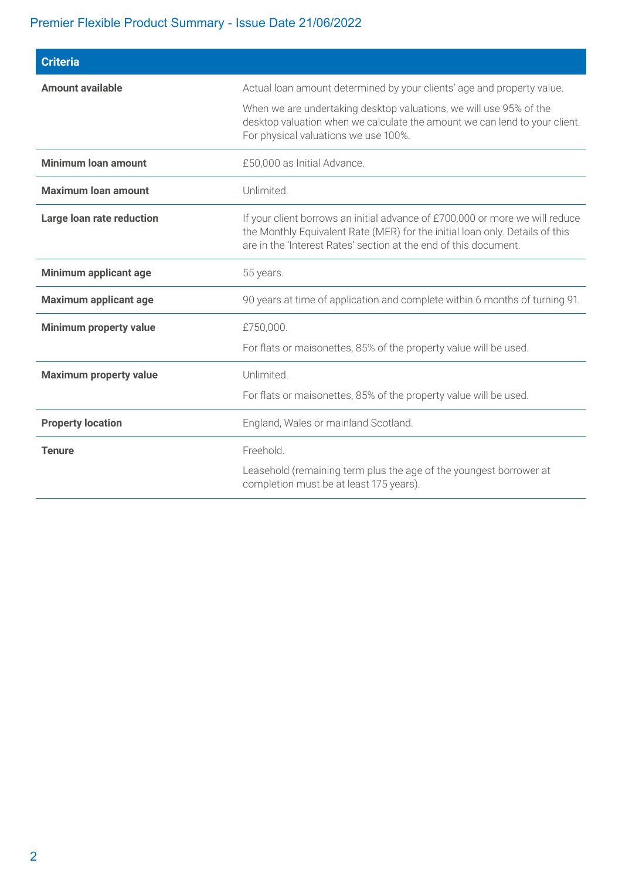Premier Flexible Product Summary - Issue Date 21/06/2022

| Criteria | |
|---|---|
| **Amount available** | Actual loan amount determined by your clients' age and property value.<br><br>When we are undertaking desktop valuations, we will use 95% of the desktop valuation when we calculate the amount we can lend to your client. For physical valuations we use 100%. |
| **Minimum loan amount** | £50,000 as Initial Advance. |
| **Maximum loan amount** | Unlimited. |
| **Large loan rate reduction** | If your client borrows an initial advance of £700,000 or more we will reduce the Monthly Equivalent Rate (MER) for the initial loan only. Details of this are in the 'Interest Rates' section at the end of this document. |
| **Minimum applicant age** | 55 years. |
| **Maximum applicant age** | 90 years at time of application and complete within 6 months of turning 91. |
| **Minimum property value** | £750,000.<br><br>For flats or maisonettes, 85% of the property value will be used. |
| **Maximum property value** | Unlimited.<br><br>For flats or maisonettes, 85% of the property value will be used. |
| **Property location** | England, Wales or mainland Scotland. |
| **Tenure** | Freehold.<br><br>Leasehold (remaining term plus the age of the youngest borrower at completion must be at least 175 years). |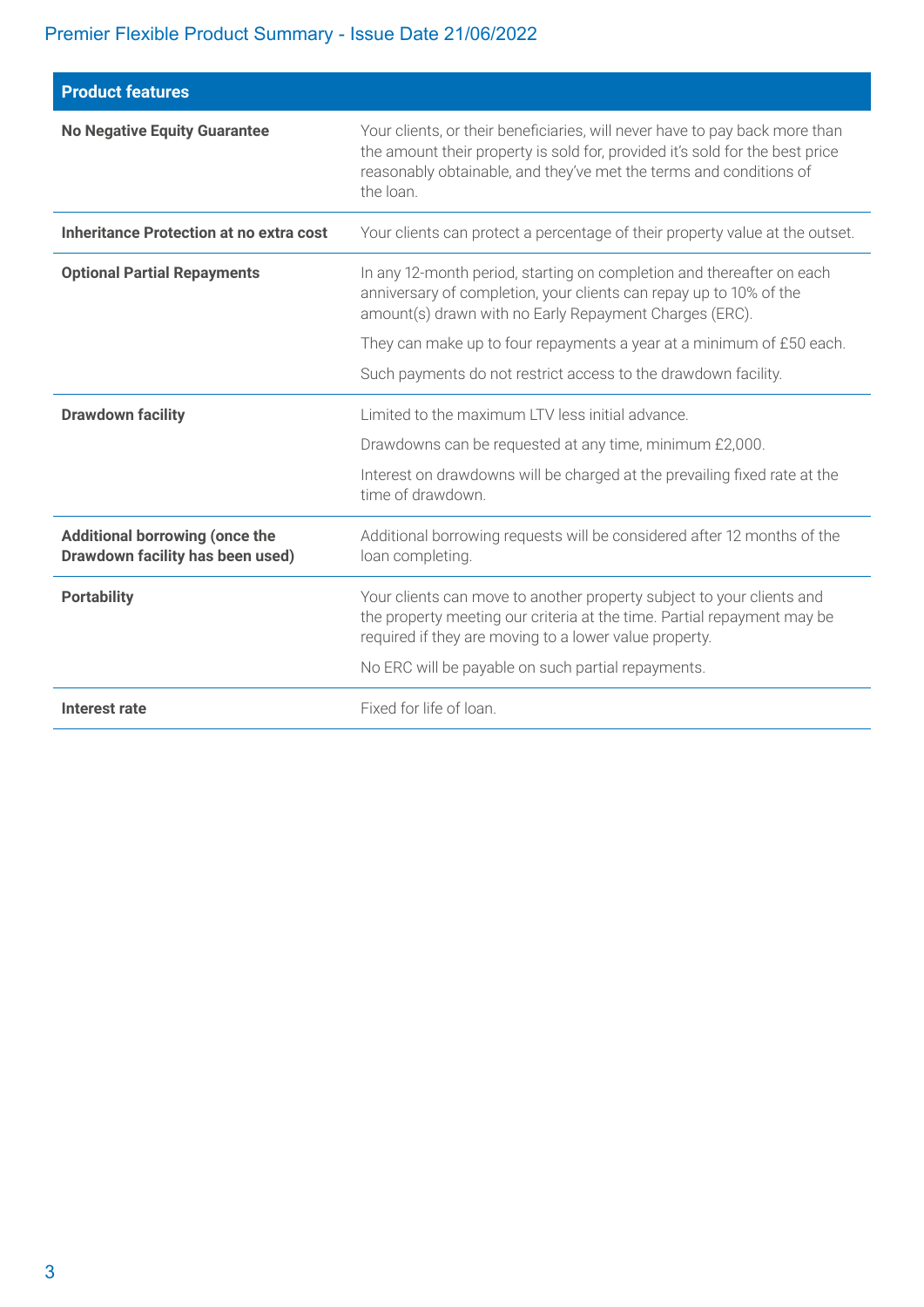Premier Flexible Product Summary - Issue Date 21/06/2022

| Product features | |
|---|---|
| **No Negative Equity Guarantee** | Your clients, or their beneficiaries, will never have to pay back more than the amount their property is sold for, provided it's sold for the best price reasonably obtainable, and they've met the terms and conditions of the loan. |
| **Inheritance Protection at no extra cost** | Your clients can protect a percentage of their property value at the outset. |
| **Optional Partial Repayments** | In any 12-month period, starting on completion and thereafter on each anniversary of completion, your clients can repay up to 10% of the amount(s) drawn with no Early Repayment Charges (ERC).<br><br>They can make up to four repayments a year at a minimum of £50 each.<br><br>Such payments do not restrict access to the drawdown facility. |
| **Drawdown facility** | Limited to the maximum LTV less initial advance.<br><br>Drawdowns can be requested at any time, minimum £2,000.<br><br>Interest on drawdowns will be charged at the prevailing fixed rate at the time of drawdown. |
| **Additional borrowing (once the Drawdown facility has been used)** | Additional borrowing requests will be considered after 12 months of the loan completing. |
| **Portability** | Your clients can move to another property subject to your clients and the property meeting our criteria at the time. Partial repayment may be required if they are moving to a lower value property.<br><br>No ERC will be payable on such partial repayments. |
| **Interest rate** | Fixed for life of loan. |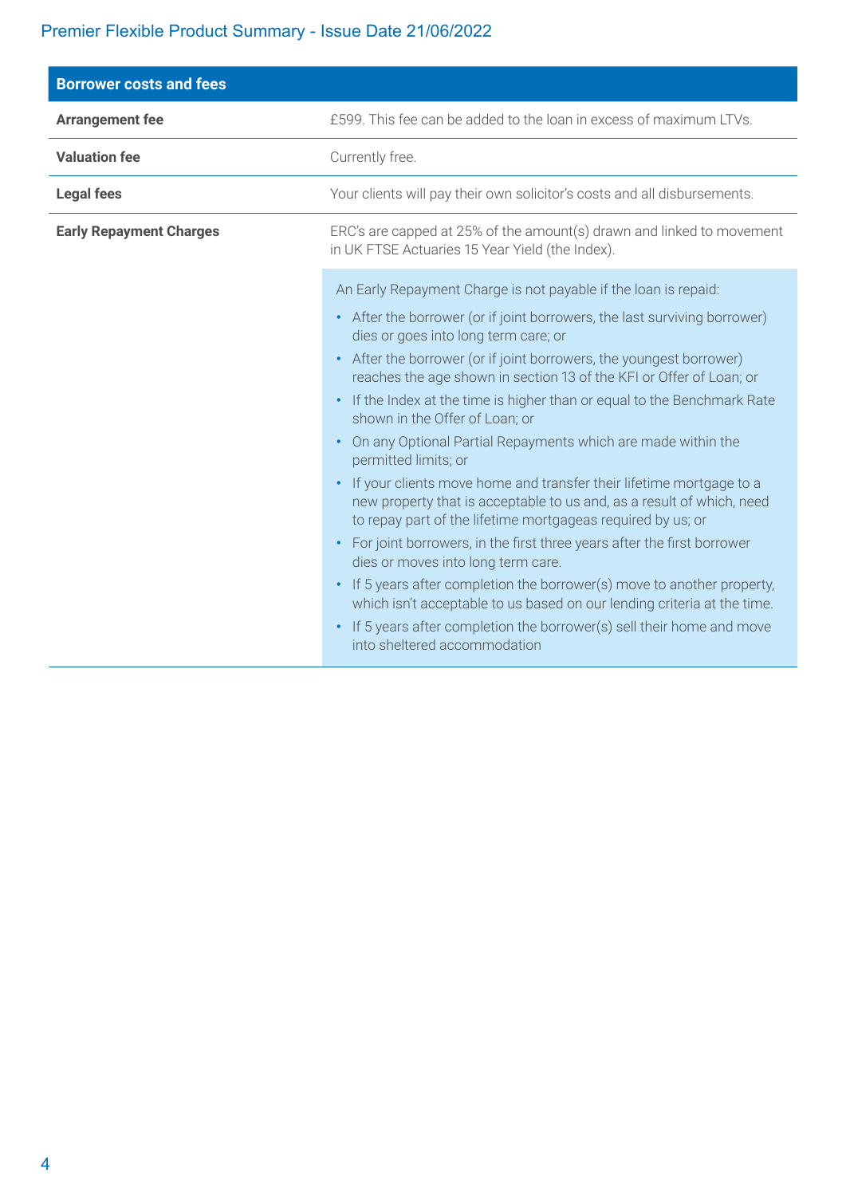| Borrower costs and fees | |
|---|---|
| **Arrangement fee** | £599. This fee can be added to the loan in excess of maximum LTVs. |
| **Valuation fee** | Currently free. |
| **Legal fees** | Your clients will pay their own solicitor's costs and all disbursements. |
| **Early Repayment Charges** | ERC's are capped at 25% of the amount(s) drawn and linked to movement in UK FTSE Actuaries 15 Year Yield (the Index).<br><br>An Early Repayment Charge is not payable if the loan is repaid:<br>• After the borrower (or if joint borrowers, the last surviving borrower) dies or goes into long term care; or<br>• After the borrower (or if joint borrowers, the youngest borrower) reaches the age shown in section 13 of the KFI or Offer of Loan; or<br>• If the Index at the time is higher than or equal to the Benchmark Rate shown in the Offer of Loan; or<br>• On any Optional Partial Repayments which are made within the permitted limits; or<br>• If your clients move home and transfer their lifetime mortgage to a new property that is acceptable to us and, as a result of which, need to repay part of the lifetime mortgageas required by us; or<br>• For joint borrowers, in the first three years after the first borrower dies or moves into long term care.<br>• If 5 years after completion the borrower(s) move to another property, which isn't acceptable to us based on our lending criteria at the time.<br>• If 5 years after completion the borrower(s) sell their home and move into sheltered accommodation |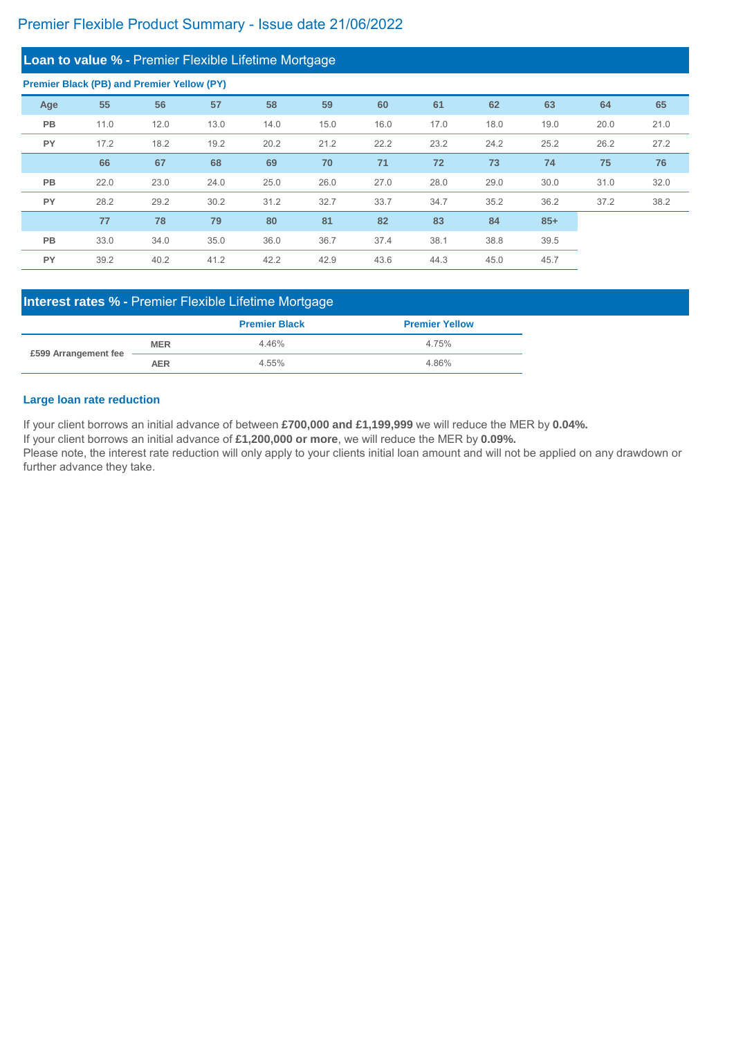# Premier Flexible Product Summary - Issue date 21/06/2022

## Loan to value % - Premier Flexible Lifetime Mortgage

**Premier Black (PB) and Premier Yellow (PY)**

| Age | 55 | 56 | 57 | 58 | 59 | 60 | 61 | 62 | 63 | 64 | 65 |
|---|---|---|---|---|---|---|---|---|---|---|---|
| PB | 11.0 | 12.0 | 13.0 | 14.0 | 15.0 | 16.0 | 17.0 | 18.0 | 19.0 | 20.0 | 21.0 |
| PY | 17.2 | 18.2 | 19.2 | 20.2 | 21.2 | 22.2 | 23.2 | 24.2 | 25.2 | 26.2 | 27.2 |
| | 66 | 67 | 68 | 69 | 70 | 71 | 72 | 73 | 74 | 75 | 76 |
| PB | 22.0 | 23.0 | 24.0 | 25.0 | 26.0 | 27.0 | 28.0 | 29.0 | 30.0 | 31.0 | 32.0 |
| PY | 28.2 | 29.2 | 30.2 | 31.2 | 32.7 | 33.7 | 34.7 | 35.2 | 36.2 | 37.2 | 38.2 |
| | 77 | 78 | 79 | 80 | 81 | 82 | 83 | 84 | 85+ | | |
| PB | 33.0 | 34.0 | 35.0 | 36.0 | 36.7 | 37.4 | 38.1 | 38.8 | 39.5 | | |
| PY | 39.2 | 40.2 | 41.2 | 42.2 | 42.9 | 43.6 | 44.3 | 45.0 | 45.7 | | |

## Interest rates % - Premier Flexible Lifetime Mortgage

| | | Premier Black | Premier Yellow |
|---|---|---|---|
| £599 Arrangement fee | MER | 4.46% | 4.75% |
| | AER | 4.55% | 4.86% |

### Large loan rate reduction

If your client borrows an initial advance of between **£700,000 and £1,199,999** we will reduce the MER by **0.04%.**
If your client borrows an initial advance of **£1,200,000 or more**, we will reduce the MER by **0.09%.**
Please note, the interest rate reduction will only apply to your clients initial loan amount and will not be applied on any drawdown or further advance they take.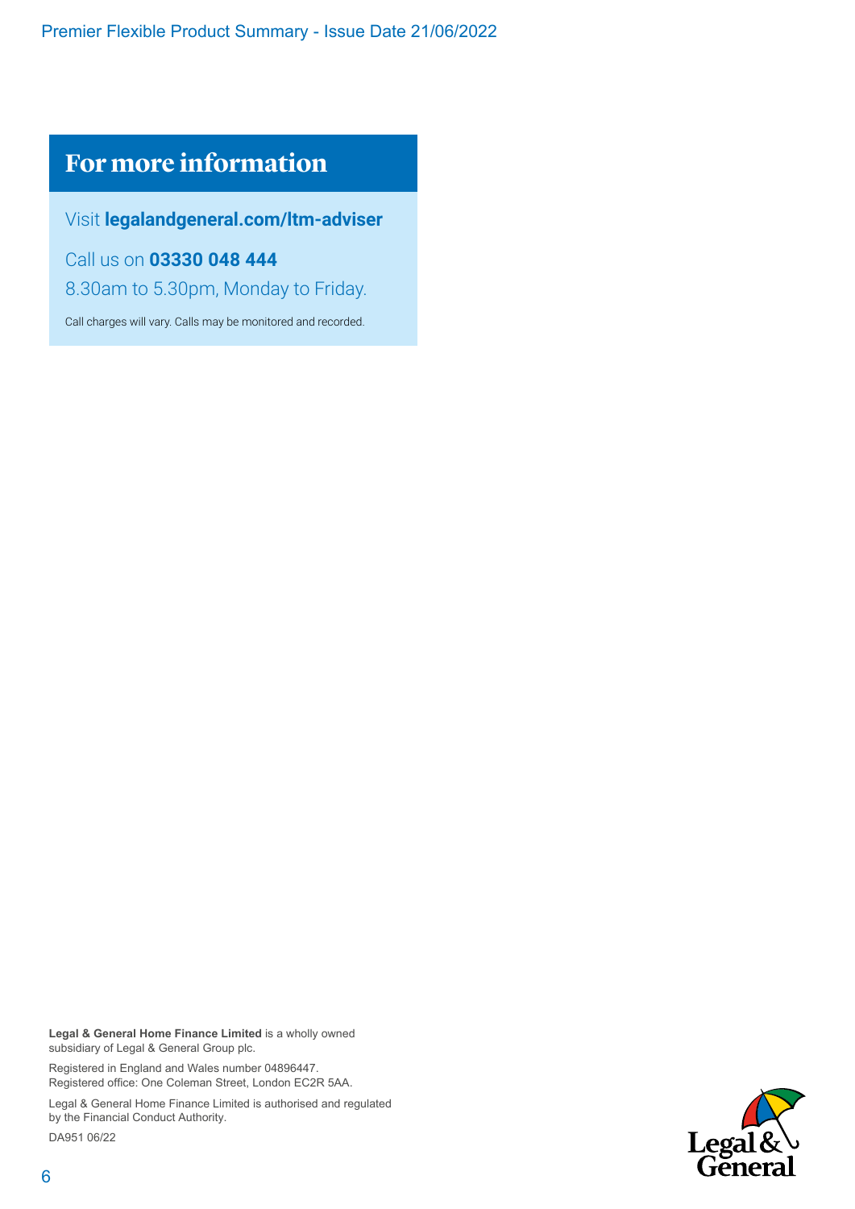## For more information

Visit **legalandgeneral.com/ltm-adviser**

Call us on **03330 048 444**

8.30am to 5.30pm, Monday to Friday.

Call charges will vary. Calls may be monitored and recorded.

**Legal & General Home Finance Limited** is a wholly owned subsidiary of Legal & General Group plc.

Registered in England and Wales number 04896447.
Registered office: One Coleman Street, London EC2R 5AA.

Legal & General Home Finance Limited is authorised and regulated by the Financial Conduct Authority.

DA951 06/22